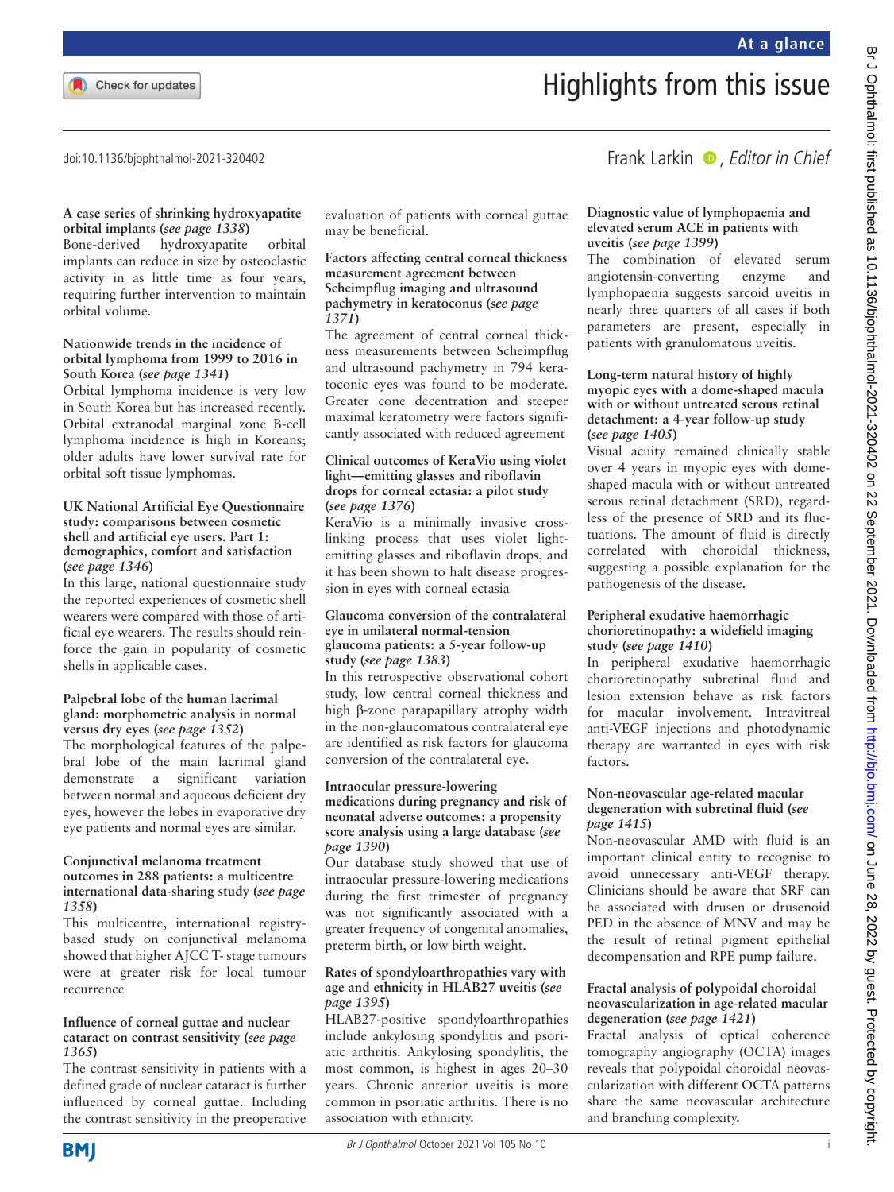# Highlights from this issue

doi:10.1136/bjophthalmol-2021-320402

Frank Larkin, *Editor in Chief*

**A case series of shrinking hydroxyapatite orbital implants (*see page 1338*)**
Bone-derived hydroxyapatite orbital implants can reduce in size by osteoclastic activity in as little time as four years, requiring further intervention to maintain orbital volume.

**Nationwide trends in the incidence of orbital lymphoma from 1999 to 2016 in South Korea (*see page 1341*)**
Orbital lymphoma incidence is very low in South Korea but has increased recently. Orbital extranodal marginal zone B-cell lymphoma incidence is high in Koreans; older adults have lower survival rate for orbital soft tissue lymphomas.

**UK National Artificial Eye Questionnaire study: comparisons between cosmetic shell and artificial eye users. Part 1: demographics, comfort and satisfaction (*see page 1346*)**
In this large, national questionnaire study the reported experiences of cosmetic shell wearers were compared with those of artificial eye wearers. The results should reinforce the gain in popularity of cosmetic shells in applicable cases.

**Palpebral lobe of the human lacrimal gland: morphometric analysis in normal versus dry eyes (*see page 1352*)**
The morphological features of the palpebral lobe of the main lacrimal gland demonstrate a significant variation between normal and aqueous deficient dry eyes, however the lobes in evaporative dry eye patients and normal eyes are similar.

**Conjunctival melanoma treatment outcomes in 288 patients: a multicentre international data-sharing study (*see page 1358*)**
This multicentre, international registry-based study on conjunctival melanoma showed that higher AJCC T- stage tumours were at greater risk for local tumour recurrence

**Influence of corneal guttae and nuclear cataract on contrast sensitivity (*see page 1365*)**
The contrast sensitivity in patients with a defined grade of nuclear cataract is further influenced by corneal guttae. Including the contrast sensitivity in the preoperative evaluation of patients with corneal guttae may be beneficial.

**Factors affecting central corneal thickness measurement agreement between Scheimpflug imaging and ultrasound pachymetry in keratoconus (*see page 1371*)**
The agreement of central corneal thickness measurements between Scheimpflug and ultrasound pachymetry in 794 keratoconic eyes was found to be moderate. Greater cone decentration and steeper maximal keratometry were factors significantly associated with reduced agreement

**Clinical outcomes of KeraVio using violet light—emitting glasses and riboflavin drops for corneal ectasia: a pilot study (*see page 1376*)**
KeraVio is a minimally invasive cross-linking process that uses violet light-emitting glasses and riboflavin drops, and it has been shown to halt disease progression in eyes with corneal ectasia

**Glaucoma conversion of the contralateral eye in unilateral normal-tension glaucoma patients: a 5-year follow-up study (*see page 1383*)**
In this retrospective observational cohort study, low central corneal thickness and high β-zone parapapillary atrophy width in the non-glaucomatous contralateral eye are identified as risk factors for glaucoma conversion of the contralateral eye.

**Intraocular pressure-lowering medications during pregnancy and risk of neonatal adverse outcomes: a propensity score analysis using a large database (*see page 1390*)**
Our database study showed that use of intraocular pressure-lowering medications during the first trimester of pregnancy was not significantly associated with a greater frequency of congenital anomalies, preterm birth, or low birth weight.

**Rates of spondyloarthropathies vary with age and ethnicity in HLAB27 uveitis (*see page 1395*)**
HLAB27-positive spondyloarthropathies include ankylosing spondylitis and psoriatic arthritis. Ankylosing spondylitis, the most common, is highest in ages 20–30 years. Chronic anterior uveitis is more common in psoriatic arthritis. There is no association with ethnicity.

**Diagnostic value of lymphopaenia and elevated serum ACE in patients with uveitis (*see page 1399*)**
The combination of elevated serum angiotensin-converting enzyme and lymphopaenia suggests sarcoid uveitis in nearly three quarters of all cases if both parameters are present, especially in patients with granulomatous uveitis.

**Long-term natural history of highly myopic eyes with a dome-shaped macula with or without untreated serous retinal detachment: a 4-year follow-up study (*see page 1405*)**
Visual acuity remained clinically stable over 4 years in myopic eyes with dome-shaped macula with or without untreated serous retinal detachment (SRD), regardless of the presence of SRD and its fluctuations. The amount of fluid is directly correlated with choroidal thickness, suggesting a possible explanation for the pathogenesis of the disease.

**Peripheral exudative haemorrhagic chorioretinopathy: a widefield imaging study (*see page 1410*)**
In peripheral exudative haemorrhagic chorioretinopathy subretinal fluid and lesion extension behave as risk factors for macular involvement. Intravitreal anti-VEGF injections and photodynamic therapy are warranted in eyes with risk factors.

**Non-neovascular age-related macular degeneration with subretinal fluid (*see page 1415*)**
Non-neovascular AMD with fluid is an important clinical entity to recognise to avoid unnecessary anti-VEGF therapy. Clinicians should be aware that SRF can be associated with drusen or drusenoid PED in the absence of MNV and may be the result of retinal pigment epithelial decompensation and RPE pump failure.

**Fractal analysis of polypoidal choroidal neovascularization in age-related macular degeneration (*see page 1421*)**
Fractal analysis of optical coherence tomography angiography (OCTA) images reveals that polypoidal choroidal neovascularization with different OCTA patterns share the same neovascular architecture and branching complexity.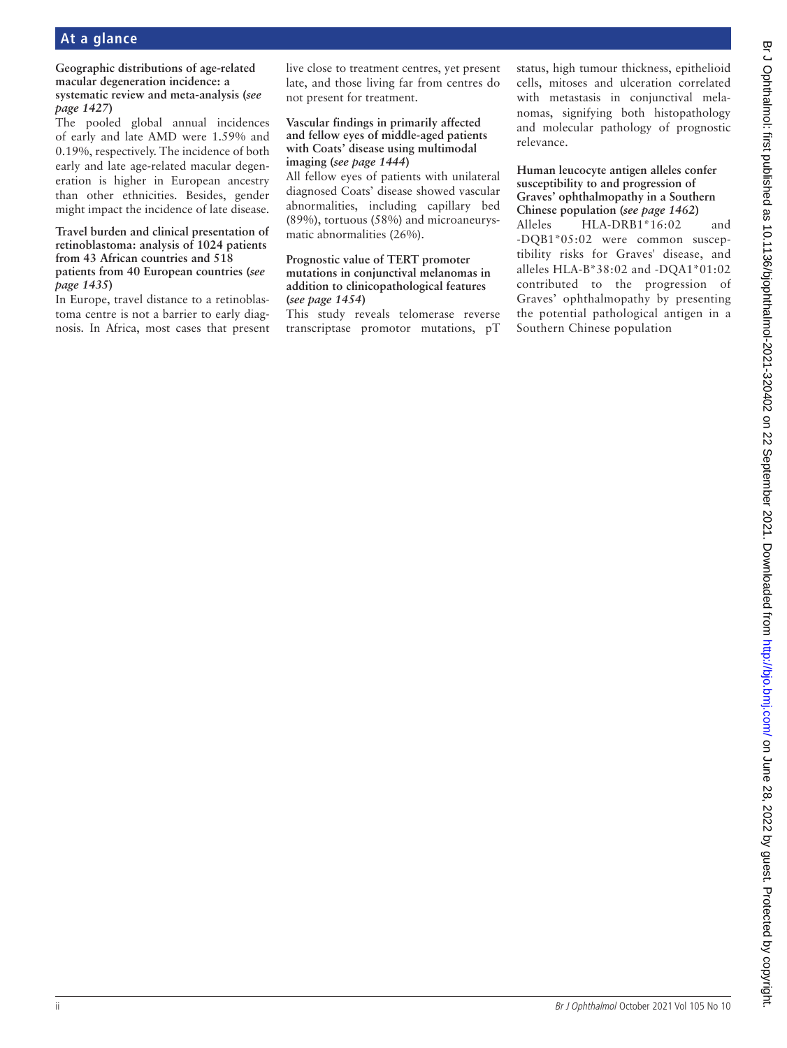## At a glance

**Geographic distributions of age-related macular degeneration incidence: a systematic review and meta-analysis (*see page 1427*)**

The pooled global annual incidences of early and late AMD were 1.59% and 0.19%, respectively. The incidence of both early and late age-related macular degeneration is higher in European ancestry than other ethnicities. Besides, gender might impact the incidence of late disease.

**Travel burden and clinical presentation of retinoblastoma: analysis of 1024 patients from 43 African countries and 518 patients from 40 European countries (*see page 1435*)**

In Europe, travel distance to a retinoblastoma centre is not a barrier to early diagnosis. In Africa, most cases that present live close to treatment centres, yet present late, and those living far from centres do not present for treatment.

**Vascular findings in primarily affected and fellow eyes of middle-aged patients with Coats' disease using multimodal imaging (*see page 1444*)**

All fellow eyes of patients with unilateral diagnosed Coats' disease showed vascular abnormalities, including capillary bed (89%), tortuous (58%) and microaneurysmatic abnormalities (26%).

**Prognostic value of TERT promoter mutations in conjunctival melanomas in addition to clinicopathological features (*see page 1454*)**

This study reveals telomerase reverse transcriptase promotor mutations, pT status, high tumour thickness, epithelioid cells, mitoses and ulceration correlated with metastasis in conjunctival melanomas, signifying both histopathology and molecular pathology of prognostic relevance.

**Human leucocyte antigen alleles confer susceptibility to and progression of Graves' ophthalmopathy in a Southern Chinese population (*see page 1462*)**

Alleles HLA-DRB1*16:02 and -DQB1*05:02 were common susceptibility risks for Graves' disease, and alleles HLA-B*38:02 and -DQA1*01:02 contributed to the progression of Graves' ophthalmopathy by presenting the potential pathological antigen in a Southern Chinese population